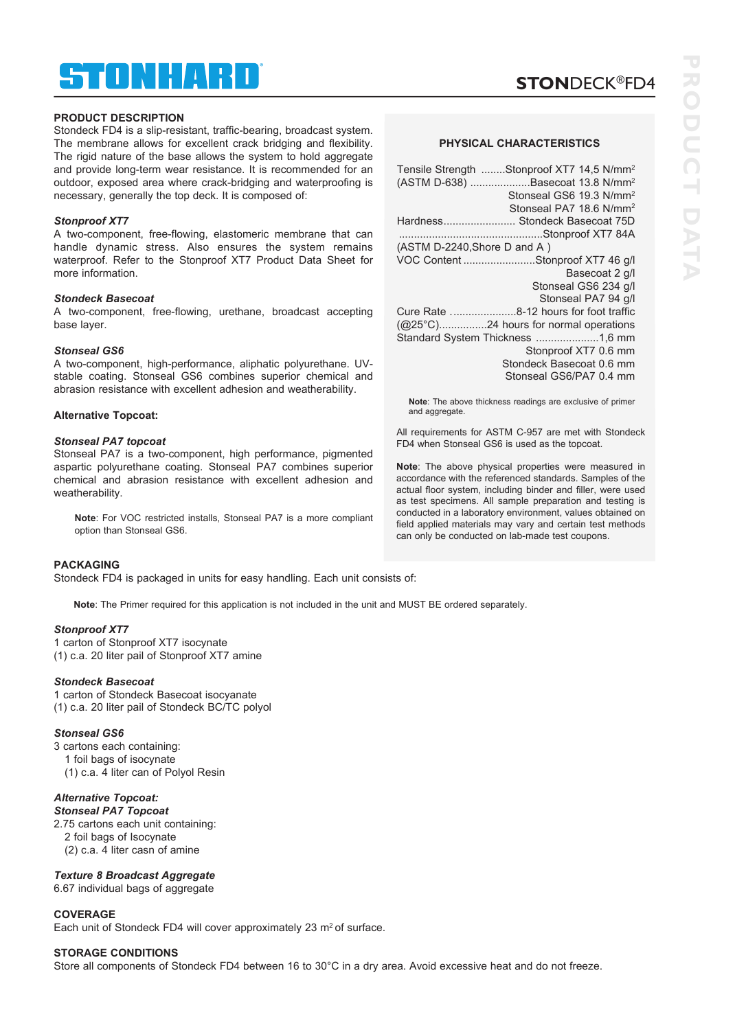# STONHARD

## STONDECK®FD4

### PRODUCT DESCRIPTION

Stondeck FD4 is a slip-resistant, traffic-bearing, broadcast system. The membrane allows for excellent crack bridging and flexibility. The rigid nature of the base allows the system to hold aggregate and provide long-term wear resistance. It is recommended for an outdoor, exposed area where crack-bridging and waterproofing is necessary, generally the top deck. It is composed of:

***Stonproof XT7***
A two-component, free-flowing, elastomeric membrane that can handle dynamic stress. Also ensures the system remains waterproof. Refer to the Stonproof XT7 Product Data Sheet for more information.

***Stondeck Basecoat***
A two-component, free-flowing, urethane, broadcast accepting base layer.

***Stonseal GS6***
A two-component, high-performance, aliphatic polyurethane. UV-stable coating. Stonseal GS6 combines superior chemical and abrasion resistance with excellent adhesion and weatherability.

**Alternative Topcoat:**

***Stonseal PA7 topcoat***
Stonseal PA7 is a two-component, high performance, pigmented aspartic polyurethane coating. Stonseal PA7 combines superior chemical and abrasion resistance with excellent adhesion and weatherability.

**Note**: For VOC restricted installs, Stonseal PA7 is a more compliant option than Stonseal GS6.

### PHYSICAL CHARACTERISTICS

Tensile Strength (ASTM D-638) ........Stonproof XT7 14,5 N/mm$^2$
Basecoat 13.8 N/mm$^2$
Stonseal GS6 19.3 N/mm$^2$
Stonseal PA7 18.6 N/mm$^2$

Hardness (ASTM D-2240,Shore D and A ) ........ Stondeck Basecoat 75D
Stonproof XT7 84A

VOC Content ........Stonproof XT7 46 g/l
Basecoat 2 g/l
Stonseal GS6 234 g/l
Stonseal PA7 94 g/l

Cure Rate (@25°C) ........8-12 hours for foot traffic
24 hours for normal operations

Standard System Thickness ........1,6 mm
Stonproof XT7 0.6 mm
Stondeck Basecoat 0.6 mm
Stonseal GS6/PA7 0.4 mm

**Note**: The above thickness readings are exclusive of primer and aggregate.

All requirements for ASTM C-957 are met with Stondeck FD4 when Stonseal GS6 is used as the topcoat.

**Note**: The above physical properties were measured in accordance with the referenced standards. Samples of the actual floor system, including binder and filler, were used as test specimens. All sample preparation and testing is conducted in a laboratory environment, values obtained on field applied materials may vary and certain test methods can only be conducted on lab-made test coupons.

### PACKAGING

Stondeck FD4 is packaged in units for easy handling. Each unit consists of:

**Note**: The Primer required for this application is not included in the unit and MUST BE ordered separately.

***Stonproof XT7***
1 carton of Stonproof XT7 isocynate
(1) c.a. 20 liter pail of Stonproof XT7 amine

***Stondeck Basecoat***
1 carton of Stondeck Basecoat isocyanate
(1) c.a. 20 liter pail of Stondeck BC/TC polyol

***Stonseal GS6***
3 cartons each containing:
1 foil bags of isocynate
(1) c.a. 4 liter can of Polyol Resin

***Alternative Topcoat:***
***Stonseal PA7 Topcoat***
2.75 cartons each unit containing:
2 foil bags of Isocynate
(2) c.a. 4 liter casn of amine

***Texture 8 Broadcast Aggregate***
6.67 individual bags of aggregate

### COVERAGE

Each unit of Stondeck FD4 will cover approximately 23 m$^2$ of surface.

### STORAGE CONDITIONS

Store all components of Stondeck FD4 between 16 to 30°C in a dry area. Avoid excessive heat and do not freeze.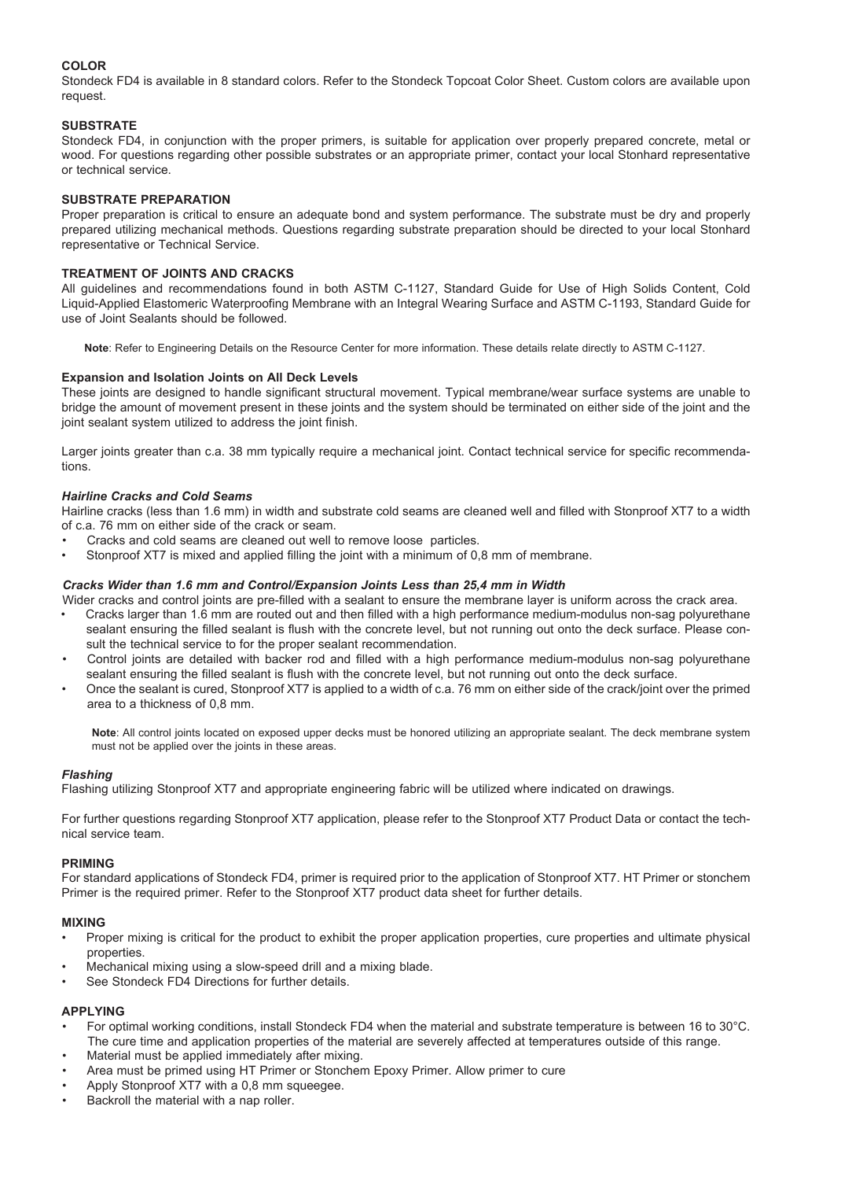## COLOR

Stondeck FD4 is available in 8 standard colors. Refer to the Stondeck Topcoat Color Sheet. Custom colors are available upon request.

## SUBSTRATE

Stondeck FD4, in conjunction with the proper primers, is suitable for application over properly prepared concrete, metal or wood. For questions regarding other possible substrates or an appropriate primer, contact your local Stonhard representative or technical service.

## SUBSTRATE PREPARATION

Proper preparation is critical to ensure an adequate bond and system performance. The substrate must be dry and properly prepared utilizing mechanical methods. Questions regarding substrate preparation should be directed to your local Stonhard representative or Technical Service.

## TREATMENT OF JOINTS AND CRACKS

All guidelines and recommendations found in both ASTM C-1127, Standard Guide for Use of High Solids Content, Cold Liquid-Applied Elastomeric Waterproofing Membrane with an Integral Wearing Surface and ASTM C-1193, Standard Guide for use of Joint Sealants should be followed.

**Note**: Refer to Engineering Details on the Resource Center for more information. These details relate directly to ASTM C-1127.

### Expansion and Isolation Joints on All Deck Levels

These joints are designed to handle significant structural movement. Typical membrane/wear surface systems are unable to bridge the amount of movement present in these joints and the system should be terminated on either side of the joint and the joint sealant system utilized to address the joint finish.

Larger joints greater than c.a. 38 mm typically require a mechanical joint. Contact technical service for specific recommendations.

### *Hairline Cracks and Cold Seams*

Hairline cracks (less than 1.6 mm) in width and substrate cold seams are cleaned well and filled with Stonproof XT7 to a width of c.a. 76 mm on either side of the crack or seam.

- Cracks and cold seams are cleaned out well to remove loose particles.
- Stonproof XT7 is mixed and applied filling the joint with a minimum of 0,8 mm of membrane.

### *Cracks Wider than 1.6 mm and Control/Expansion Joints Less than 25,4 mm in Width*

Wider cracks and control joints are pre-filled with a sealant to ensure the membrane layer is uniform across the crack area.

- Cracks larger than 1.6 mm are routed out and then filled with a high performance medium-modulus non-sag polyurethane sealant ensuring the filled sealant is flush with the concrete level, but not running out onto the deck surface. Please consult the technical service to for the proper sealant recommendation.
- Control joints are detailed with backer rod and filled with a high performance medium-modulus non-sag polyurethane sealant ensuring the filled sealant is flush with the concrete level, but not running out onto the deck surface.
- Once the sealant is cured, Stonproof XT7 is applied to a width of c.a. 76 mm on either side of the crack/joint over the primed area to a thickness of 0,8 mm.

**Note**: All control joints located on exposed upper decks must be honored utilizing an appropriate sealant. The deck membrane system must not be applied over the joints in these areas.

### *Flashing*

Flashing utilizing Stonproof XT7 and appropriate engineering fabric will be utilized where indicated on drawings.

For further questions regarding Stonproof XT7 application, please refer to the Stonproof XT7 Product Data or contact the technical service team.

## PRIMING

For standard applications of Stondeck FD4, primer is required prior to the application of Stonproof XT7. HT Primer or stonchem Primer is the required primer. Refer to the Stonproof XT7 product data sheet for further details.

## MIXING

- Proper mixing is critical for the product to exhibit the proper application properties, cure properties and ultimate physical properties.
- Mechanical mixing using a slow-speed drill and a mixing blade.
- See Stondeck FD4 Directions for further details.

## APPLYING

- For optimal working conditions, install Stondeck FD4 when the material and substrate temperature is between 16 to 30°C. The cure time and application properties of the material are severely affected at temperatures outside of this range.
- Material must be applied immediately after mixing.
- Area must be primed using HT Primer or Stonchem Epoxy Primer. Allow primer to cure
- Apply Stonproof XT7 with a 0,8 mm squeegee.
- Backroll the material with a nap roller.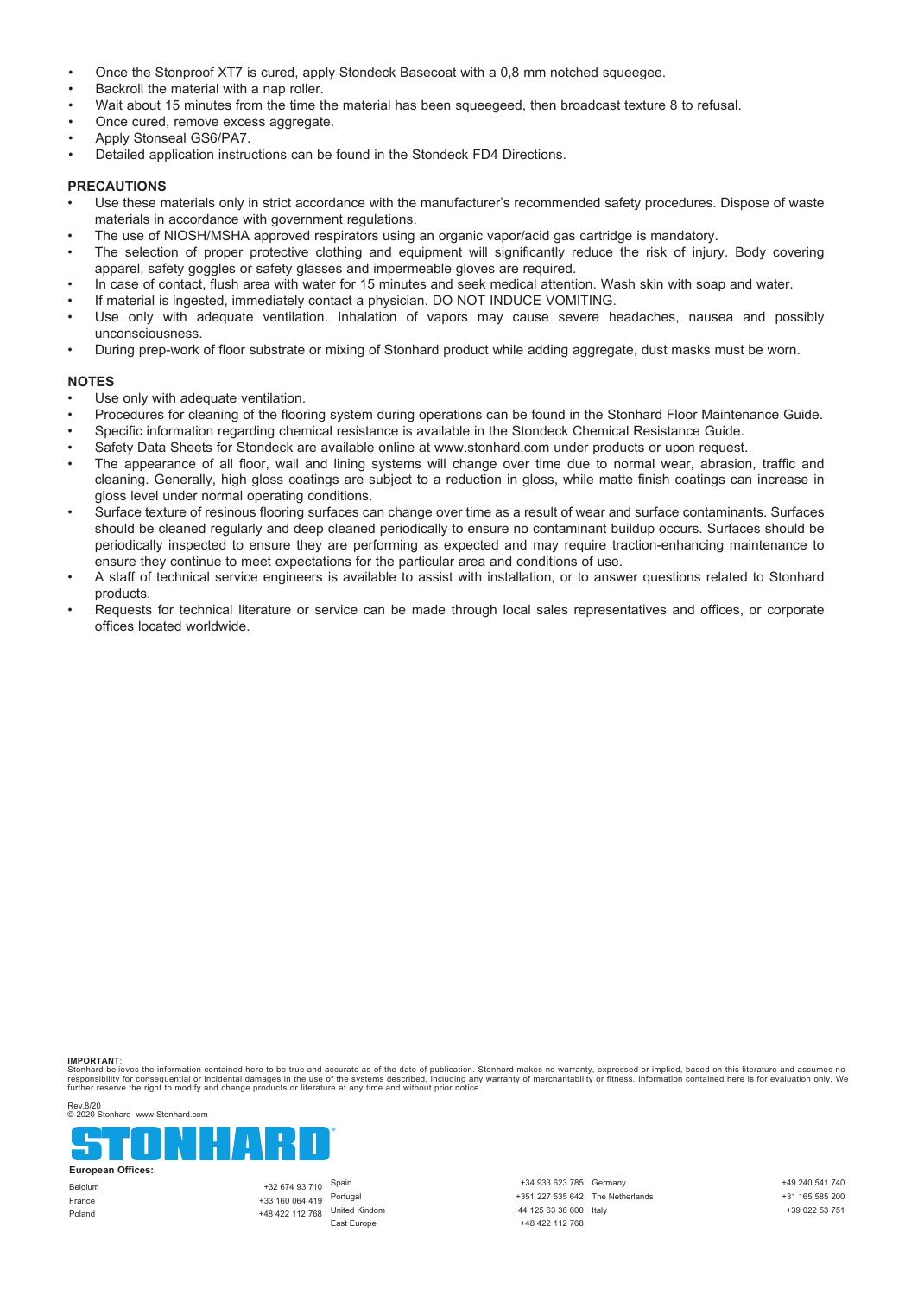- Once the Stonproof XT7 is cured, apply Stondeck Basecoat with a 0,8 mm notched squeegee.
- Backroll the material with a nap roller.
- Wait about 15 minutes from the time the material has been squeegeed, then broadcast texture 8 to refusal.
- Once cured, remove excess aggregate.
- Apply Stonseal GS6/PA7.
- Detailed application instructions can be found in the Stondeck FD4 Directions.

## PRECAUTIONS

- Use these materials only in strict accordance with the manufacturer's recommended safety procedures. Dispose of waste materials in accordance with government regulations.
- The use of NIOSH/MSHA approved respirators using an organic vapor/acid gas cartridge is mandatory.
- The selection of proper protective clothing and equipment will significantly reduce the risk of injury. Body covering apparel, safety goggles or safety glasses and impermeable gloves are required.
- In case of contact, flush area with water for 15 minutes and seek medical attention. Wash skin with soap and water.
- If material is ingested, immediately contact a physician. DO NOT INDUCE VOMITING.
- Use only with adequate ventilation. Inhalation of vapors may cause severe headaches, nausea and possibly unconsciousness.
- During prep-work of floor substrate or mixing of Stonhard product while adding aggregate, dust masks must be worn.

## NOTES

- Use only with adequate ventilation.
- Procedures for cleaning of the flooring system during operations can be found in the Stonhard Floor Maintenance Guide.
- Specific information regarding chemical resistance is available in the Stondeck Chemical Resistance Guide.
- Safety Data Sheets for Stondeck are available online at www.stonhard.com under products or upon request.
- The appearance of all floor, wall and lining systems will change over time due to normal wear, abrasion, traffic and cleaning. Generally, high gloss coatings are subject to a reduction in gloss, while matte finish coatings can increase in gloss level under normal operating conditions.
- Surface texture of resinous flooring surfaces can change over time as a result of wear and surface contaminants. Surfaces should be cleaned regularly and deep cleaned periodically to ensure no contaminant buildup occurs. Surfaces should be periodically inspected to ensure they are performing as expected and may require traction-enhancing maintenance to ensure they continue to meet expectations for the particular area and conditions of use.
- A staff of technical service engineers is available to assist with installation, or to answer questions related to Stonhard products.
- Requests for technical literature or service can be made through local sales representatives and offices, or corporate offices located worldwide.

**IMPORTANT**:
Stonhard believes the information contained here to be true and accurate as of the date of publication. Stonhard makes no warranty, expressed or implied, based on this literature and assumes no responsibility for consequential or incidental damages in the use of the systems described, including any warranty of merchantability or fitness. Information contained here is for evaluation only. We further reserve the right to modify and change products or literature at any time and without prior notice.

Rev.8/20
© 2020 Stonhard www.Stonhard.com

STONHARD

**European Offices:**

| | | | | | |
|---|---|---|---|---|---|
| Belgium | +32 674 93 710 | Spain | +34 933 623 785 | Germany | +49 240 541 740 |
| France | +33 160 064 419 | Portugal | +351 227 535 642 | The Netherlands | +31 165 585 200 |
| Poland | +48 422 112 768 | United Kindom | +44 125 63 36 600 | Italy | +39 022 53 751 |
| | | East Europe | +48 422 112 768 | | |